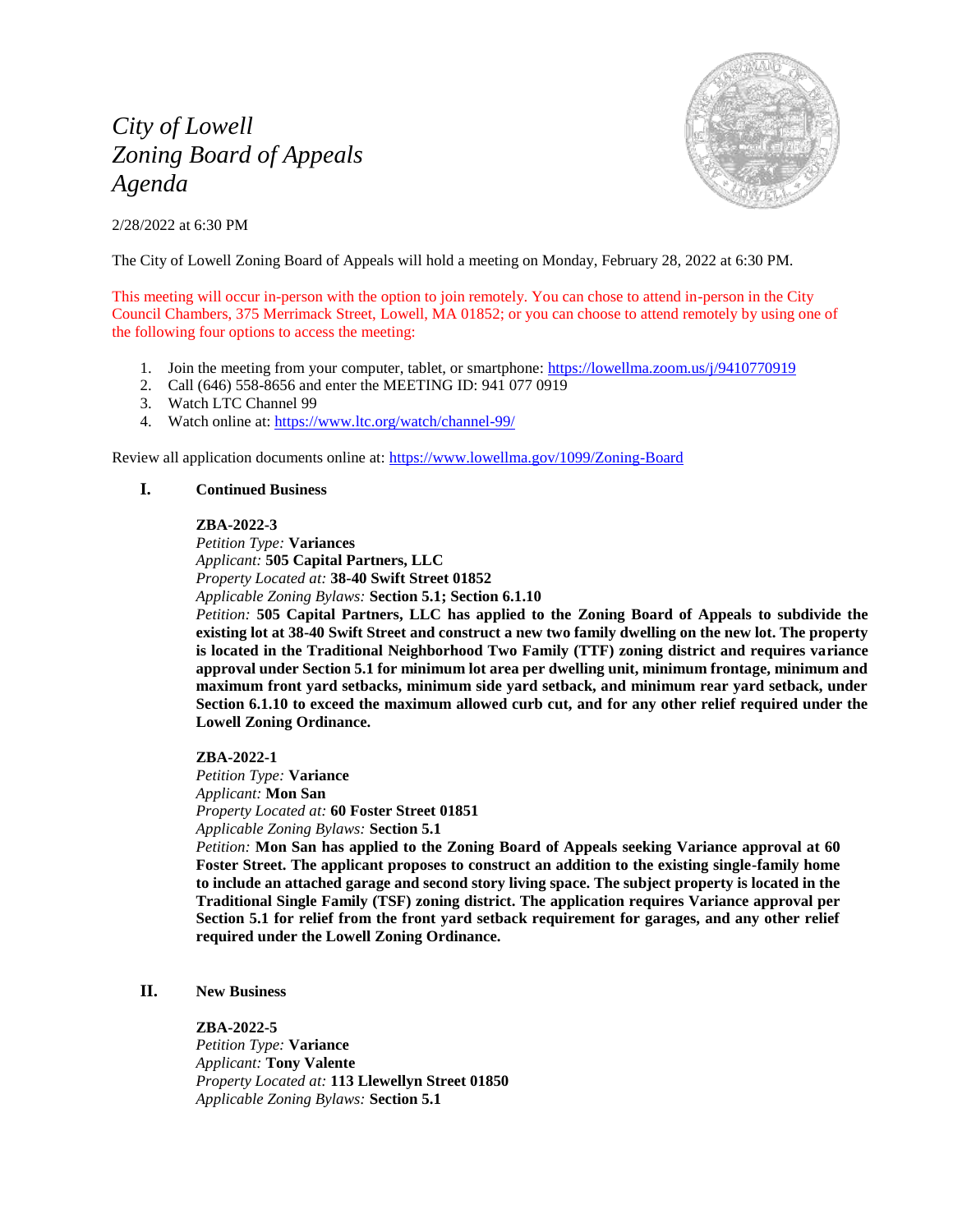# *City of Lowell*
# *Zoning Board of Appeals*
# *Agenda*

2/28/2022 at 6:30 PM

The City of Lowell Zoning Board of Appeals will hold a meeting on Monday, February 28, 2022 at 6:30 PM.

This meeting will occur in-person with the option to join remotely. You can chose to attend in-person in the City Council Chambers, 375 Merrimack Street, Lowell, MA 01852; or you can choose to attend remotely by using one of the following four options to access the meeting:

1. Join the meeting from your computer, tablet, or smartphone: https://lowellma.zoom.us/j/9410770919
2. Call (646) 558-8656 and enter the MEETING ID: 941 077 0919
3. Watch LTC Channel 99
4. Watch online at: https://www.ltc.org/watch/channel-99/

Review all application documents online at: https://www.lowellma.gov/1099/Zoning-Board

## I. Continued Business

**ZBA-2022-3**
*Petition Type:* **Variances**
*Applicant:* **505 Capital Partners, LLC**
*Property Located at:* **38-40 Swift Street 01852**
*Applicable Zoning Bylaws:* **Section 5.1; Section 6.1.10**
*Petition:* **505 Capital Partners, LLC has applied to the Zoning Board of Appeals to subdivide the existing lot at 38-40 Swift Street and construct a new two family dwelling on the new lot. The property is located in the Traditional Neighborhood Two Family (TTF) zoning district and requires variance approval under Section 5.1 for minimum lot area per dwelling unit, minimum frontage, minimum and maximum front yard setbacks, minimum side yard setback, and minimum rear yard setback, under Section 6.1.10 to exceed the maximum allowed curb cut, and for any other relief required under the Lowell Zoning Ordinance.**

**ZBA-2022-1**
*Petition Type:* **Variance**
*Applicant:* **Mon San**
*Property Located at:* **60 Foster Street 01851**
*Applicable Zoning Bylaws:* **Section 5.1**
*Petition:* **Mon San has applied to the Zoning Board of Appeals seeking Variance approval at 60 Foster Street. The applicant proposes to construct an addition to the existing single-family home to include an attached garage and second story living space. The subject property is located in the Traditional Single Family (TSF) zoning district. The application requires Variance approval per Section 5.1 for relief from the front yard setback requirement for garages, and any other relief required under the Lowell Zoning Ordinance.**

## II. New Business

**ZBA-2022-5**
*Petition Type:* **Variance**
*Applicant:* **Tony Valente**
*Property Located at:* **113 Llewellyn Street 01850**
*Applicable Zoning Bylaws:* **Section 5.1**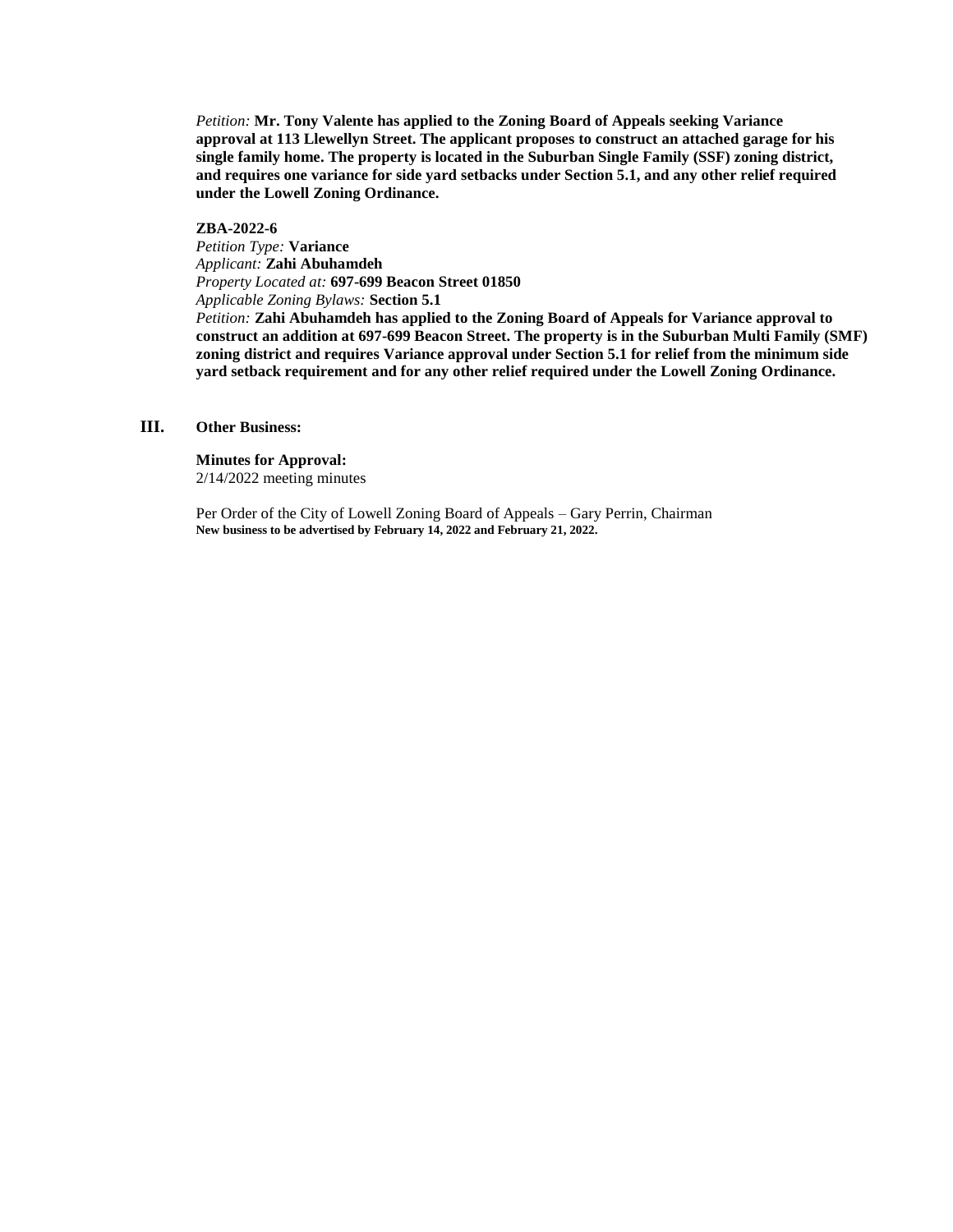*Petition:* **Mr. Tony Valente has applied to the Zoning Board of Appeals seeking Variance approval at 113 Llewellyn Street. The applicant proposes to construct an attached garage for his single family home. The property is located in the Suburban Single Family (SSF) zoning district, and requires one variance for side yard setbacks under Section 5.1, and any other relief required under the Lowell Zoning Ordinance.**

**ZBA-2022-6**
*Petition Type:* **Variance**
*Applicant:* **Zahi Abuhamdeh**
*Property Located at:* **697-699 Beacon Street 01850**
*Applicable Zoning Bylaws:* **Section 5.1**
*Petition:* **Zahi Abuhamdeh has applied to the Zoning Board of Appeals for Variance approval to construct an addition at 697-699 Beacon Street. The property is in the Suburban Multi Family (SMF) zoning district and requires Variance approval under Section 5.1 for relief from the minimum side yard setback requirement and for any other relief required under the Lowell Zoning Ordinance.**

## III. Other Business:

**Minutes for Approval:**
2/14/2022 meeting minutes

Per Order of the City of Lowell Zoning Board of Appeals – Gary Perrin, Chairman
**New business to be advertised by February 14, 2022 and February 21, 2022.**